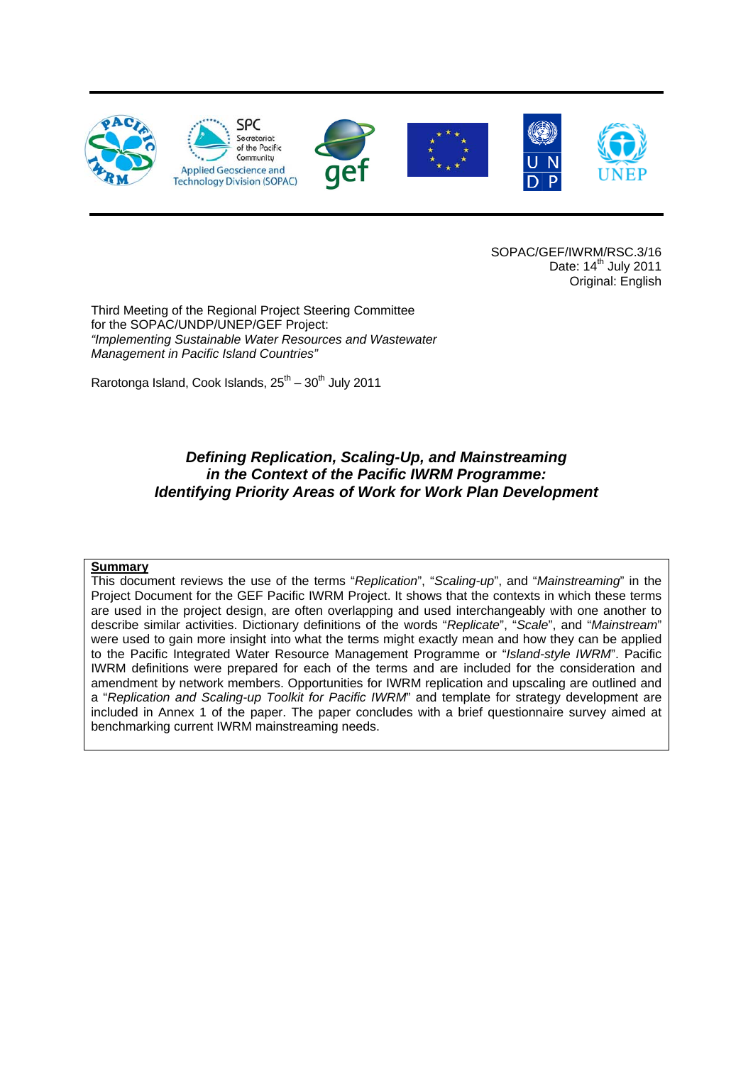SOPAC/GEF/IWRM/RSC.3/16
Date: 14th July 2011
Original: English

Third Meeting of the Regional Project Steering Committee
for the SOPAC/UNDP/UNEP/GEF Project:
*"Implementing Sustainable Water Resources and Wastewater Management in Pacific Island Countries"*

Rarotonga Island, Cook Islands, 25th – 30th July 2011

# *Defining Replication, Scaling-Up, and Mainstreaming in the Context of the Pacific IWRM Programme: Identifying Priority Areas of Work for Work Plan Development*

**Summary**

This document reviews the use of the terms "*Replication*", "*Scaling-up*", and "*Mainstreaming*" in the Project Document for the GEF Pacific IWRM Project. It shows that the contexts in which these terms are used in the project design, are often overlapping and used interchangeably with one another to describe similar activities. Dictionary definitions of the words "*Replicate*", "*Scale*", and "*Mainstream*" were used to gain more insight into what the terms might exactly mean and how they can be applied to the Pacific Integrated Water Resource Management Programme or "*Island-style IWRM*". Pacific IWRM definitions were prepared for each of the terms and are included for the consideration and amendment by network members. Opportunities for IWRM replication and upscaling are outlined and a "*Replication and Scaling-up Toolkit for Pacific IWRM*" and template for strategy development are included in Annex 1 of the paper. The paper concludes with a brief questionnaire survey aimed at benchmarking current IWRM mainstreaming needs.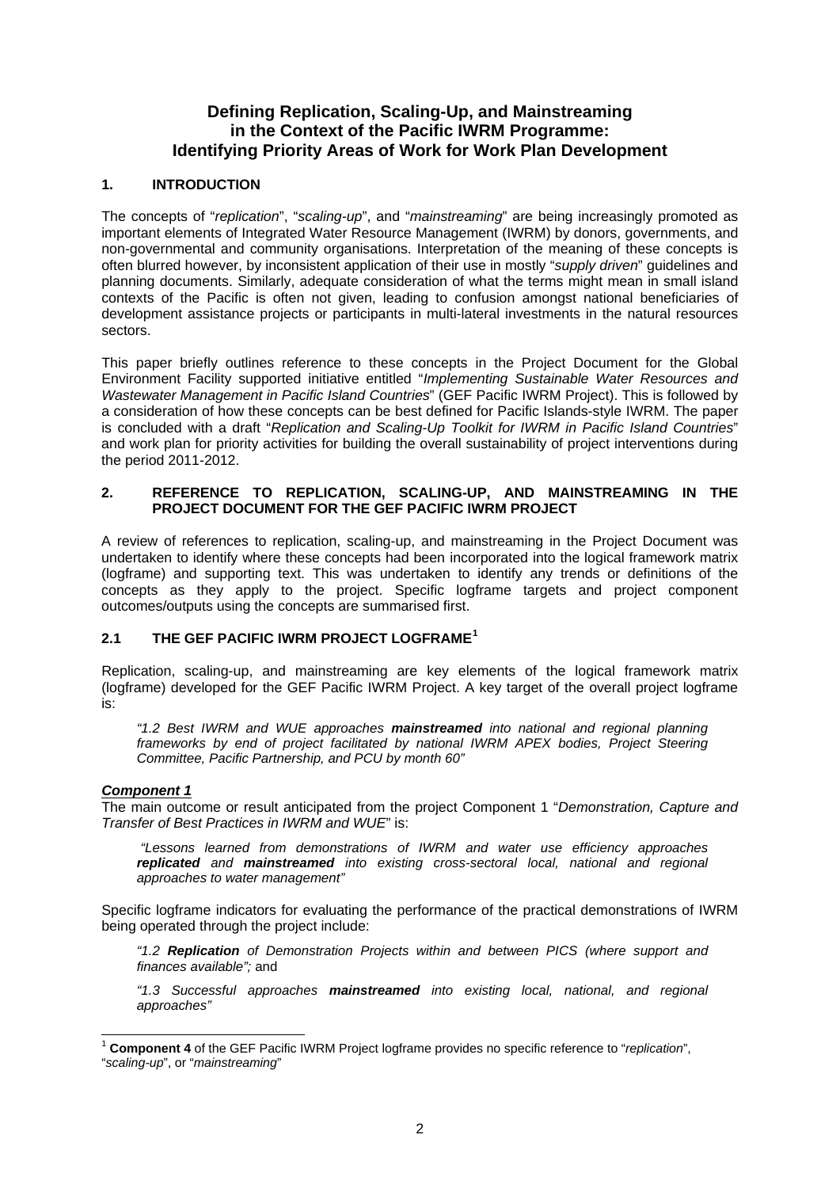# Defining Replication, Scaling-Up, and Mainstreaming in the Context of the Pacific IWRM Programme: Identifying Priority Areas of Work for Work Plan Development

## 1. INTRODUCTION

The concepts of "*replication*", "*scaling-up*", and "*mainstreaming*" are being increasingly promoted as important elements of Integrated Water Resource Management (IWRM) by donors, governments, and non-governmental and community organisations. Interpretation of the meaning of these concepts is often blurred however, by inconsistent application of their use in mostly "*supply driven*" guidelines and planning documents. Similarly, adequate consideration of what the terms might mean in small island contexts of the Pacific is often not given, leading to confusion amongst national beneficiaries of development assistance projects or participants in multi-lateral investments in the natural resources sectors.

This paper briefly outlines reference to these concepts in the Project Document for the Global Environment Facility supported initiative entitled "*Implementing Sustainable Water Resources and Wastewater Management in Pacific Island Countries*" (GEF Pacific IWRM Project). This is followed by a consideration of how these concepts can be best defined for Pacific Islands-style IWRM. The paper is concluded with a draft "*Replication and Scaling-Up Toolkit for IWRM in Pacific Island Countries*" and work plan for priority activities for building the overall sustainability of project interventions during the period 2011-2012.

## 2. REFERENCE TO REPLICATION, SCALING-UP, AND MAINSTREAMING IN THE PROJECT DOCUMENT FOR THE GEF PACIFIC IWRM PROJECT

A review of references to replication, scaling-up, and mainstreaming in the Project Document was undertaken to identify where these concepts had been incorporated into the logical framework matrix (logframe) and supporting text. This was undertaken to identify any trends or definitions of the concepts as they apply to the project. Specific logframe targets and project component outcomes/outputs using the concepts are summarised first.

### 2.1 THE GEF PACIFIC IWRM PROJECT LOGFRAME[1]

Replication, scaling-up, and mainstreaming are key elements of the logical framework matrix (logframe) developed for the GEF Pacific IWRM Project. A key target of the overall project logframe is:

> *"1.2 Best IWRM and WUE approaches **mainstreamed** into national and regional planning frameworks by end of project facilitated by national IWRM APEX bodies, Project Steering Committee, Pacific Partnership, and PCU by month 60"*

***Component 1***

The main outcome or result anticipated from the project Component 1 "*Demonstration, Capture and Transfer of Best Practices in IWRM and WUE*" is:

> *"Lessons learned from demonstrations of IWRM and water use efficiency approaches **replicated** and **mainstreamed** into existing cross-sectoral local, national and regional approaches to water management"*

Specific logframe indicators for evaluating the performance of the practical demonstrations of IWRM being operated through the project include:

> *"1.2 **Replication** of Demonstration Projects within and between PICS (where support and finances available";* and
>
> *"1.3 Successful approaches **mainstreamed** into existing local, national, and regional approaches"*

---

[1] **Component 4** of the GEF Pacific IWRM Project logframe provides no specific reference to "*replication*", "*scaling-up*", or "*mainstreaming*"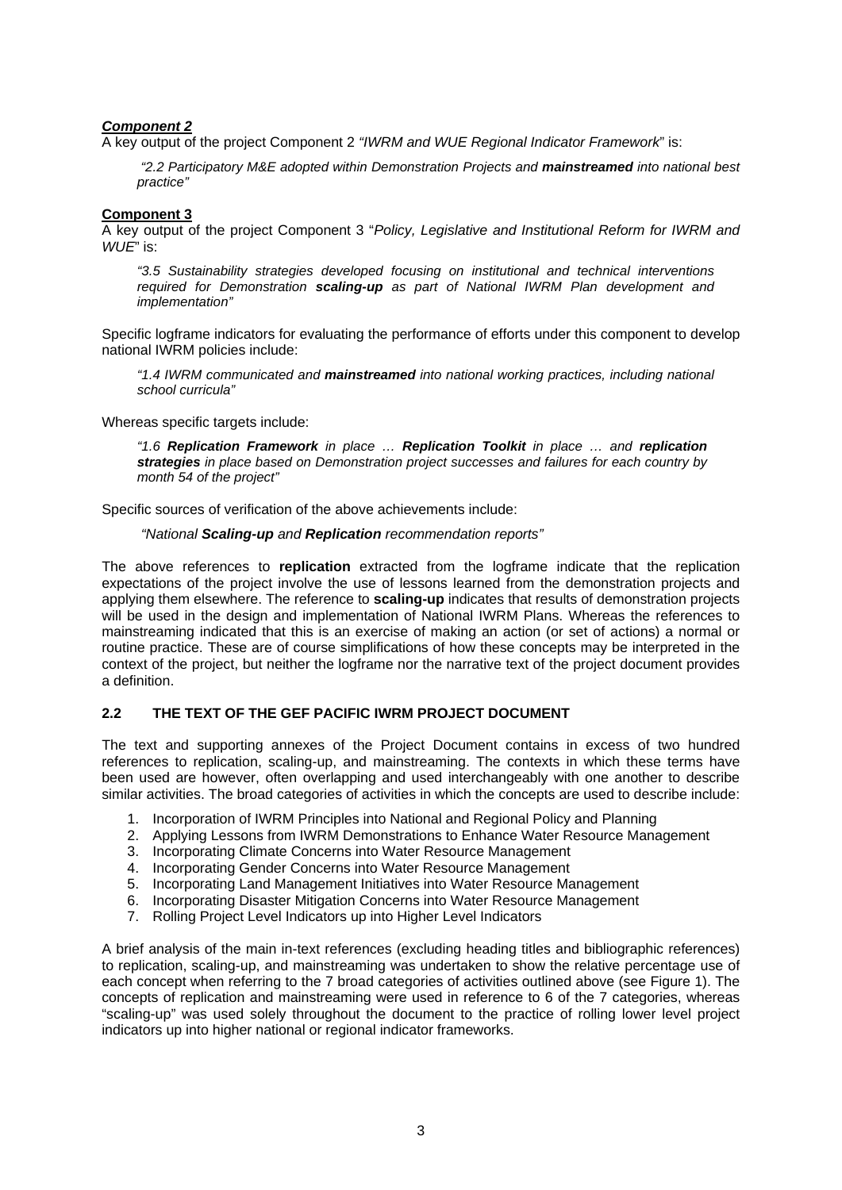***Component 2***

A key output of the project Component 2 *"IWRM and WUE Regional Indicator Framework*" is:

> *"2.2 Participatory M&E adopted within Demonstration Projects and **mainstreamed** into national best practice"*

**Component 3**

A key output of the project Component 3 "*Policy, Legislative and Institutional Reform for IWRM and WUE*" is:

> *"3.5 Sustainability strategies developed focusing on institutional and technical interventions required for Demonstration **scaling-up** as part of National IWRM Plan development and implementation"*

Specific logframe indicators for evaluating the performance of efforts under this component to develop national IWRM policies include:

> *"1.4 IWRM communicated and **mainstreamed** into national working practices, including national school curricula"*

Whereas specific targets include:

> *"1.6 **Replication Framework** in place … **Replication Toolkit** in place … and **replication strategies** in place based on Demonstration project successes and failures for each country by month 54 of the project"*

Specific sources of verification of the above achievements include:

> *"National **Scaling-up** and **Replication** recommendation reports"*

The above references to **replication** extracted from the logframe indicate that the replication expectations of the project involve the use of lessons learned from the demonstration projects and applying them elsewhere. The reference to **scaling-up** indicates that results of demonstration projects will be used in the design and implementation of National IWRM Plans. Whereas the references to mainstreaming indicated that this is an exercise of making an action (or set of actions) a normal or routine practice. These are of course simplifications of how these concepts may be interpreted in the context of the project, but neither the logframe nor the narrative text of the project document provides a definition.

## 2.2 THE TEXT OF THE GEF PACIFIC IWRM PROJECT DOCUMENT

The text and supporting annexes of the Project Document contains in excess of two hundred references to replication, scaling-up, and mainstreaming. The contexts in which these terms have been used are however, often overlapping and used interchangeably with one another to describe similar activities. The broad categories of activities in which the concepts are used to describe include:

1. Incorporation of IWRM Principles into National and Regional Policy and Planning
2. Applying Lessons from IWRM Demonstrations to Enhance Water Resource Management
3. Incorporating Climate Concerns into Water Resource Management
4. Incorporating Gender Concerns into Water Resource Management
5. Incorporating Land Management Initiatives into Water Resource Management
6. Incorporating Disaster Mitigation Concerns into Water Resource Management
7. Rolling Project Level Indicators up into Higher Level Indicators

A brief analysis of the main in-text references (excluding heading titles and bibliographic references) to replication, scaling-up, and mainstreaming was undertaken to show the relative percentage use of each concept when referring to the 7 broad categories of activities outlined above (see Figure 1). The concepts of replication and mainstreaming were used in reference to 6 of the 7 categories, whereas "scaling-up" was used solely throughout the document to the practice of rolling lower level project indicators up into higher national or regional indicator frameworks.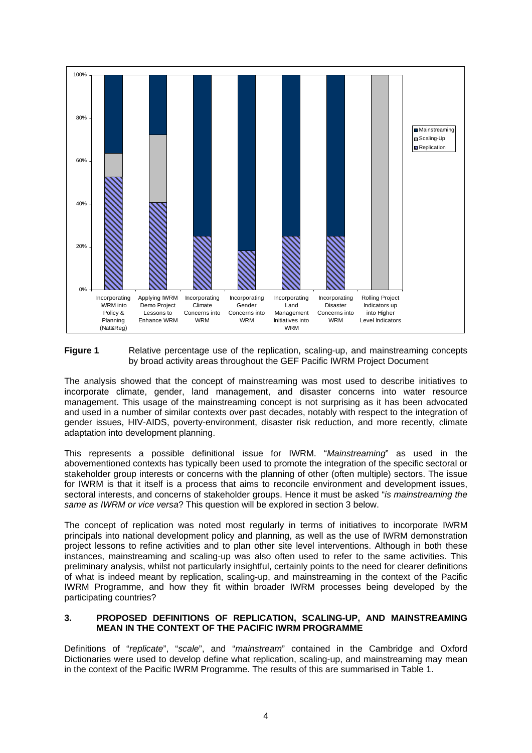**Figure 1** Relative percentage use of the replication, scaling-up, and mainstreaming concepts by broad activity areas throughout the GEF Pacific IWRM Project Document

The analysis showed that the concept of mainstreaming was most used to describe initiatives to incorporate climate, gender, land management, and disaster concerns into water resource management. This usage of the mainstreaming concept is not surprising as it has been advocated and used in a number of similar contexts over past decades, notably with respect to the integration of gender issues, HIV-AIDS, poverty-environment, disaster risk reduction, and more recently, climate adaptation into development planning.

This represents a possible definitional issue for IWRM. "*Mainstreaming*" as used in the abovementioned contexts has typically been used to promote the integration of the specific sectoral or stakeholder group interests or concerns with the planning of other (often multiple) sectors. The issue for IWRM is that it itself is a process that aims to reconcile environment and development issues, sectoral interests, and concerns of stakeholder groups. Hence it must be asked "*is mainstreaming the same as IWRM or vice versa*? This question will be explored in section 3 below.

The concept of replication was noted most regularly in terms of initiatives to incorporate IWRM principals into national development policy and planning, as well as the use of IWRM demonstration project lessons to refine activities and to plan other site level interventions. Although in both these instances, mainstreaming and scaling-up was also often used to refer to the same activities. This preliminary analysis, whilst not particularly insightful, certainly points to the need for clearer definitions of what is indeed meant by replication, scaling-up, and mainstreaming in the context of the Pacific IWRM Programme, and how they fit within broader IWRM processes being developed by the participating countries?

## 3. PROPOSED DEFINITIONS OF REPLICATION, SCALING-UP, AND MAINSTREAMING MEAN IN THE CONTEXT OF THE PACIFIC IWRM PROGRAMME

Definitions of "*replicate*", "*scale*", and "*mainstream*" contained in the Cambridge and Oxford Dictionaries were used to develop define what replication, scaling-up, and mainstreaming may mean in the context of the Pacific IWRM Programme. The results of this are summarised in Table 1.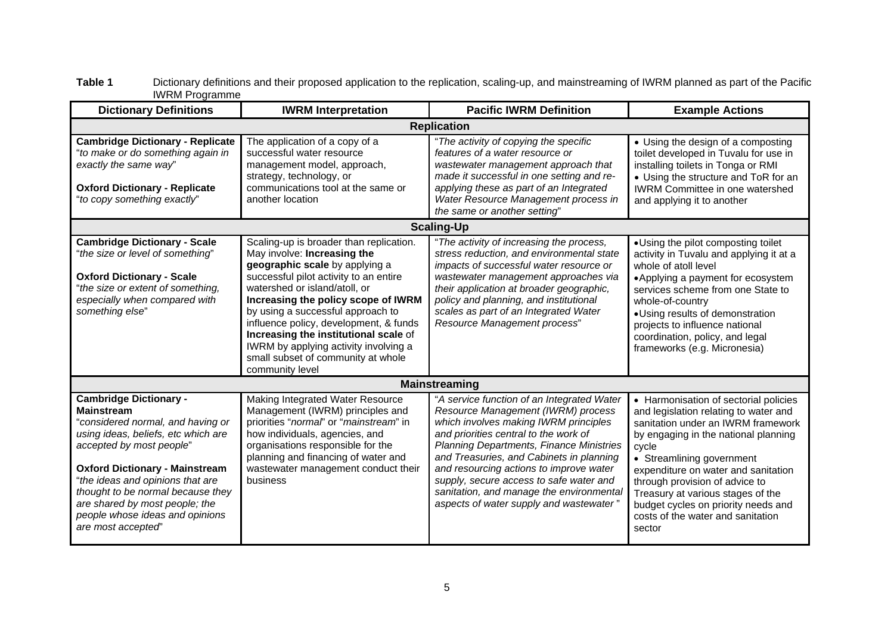**Table 1** Dictionary definitions and their proposed application to the replication, scaling-up, and mainstreaming of IWRM planned as part of the Pacific IWRM Programme

| Dictionary Definitions | IWRM Interpretation | Pacific IWRM Definition | Example Actions |
|---|---|---|---|
| **Replication** | | | |
| **Cambridge Dictionary - Replicate** "*to make or do something again in exactly the same way*"<br><br>**Oxford Dictionary - Replicate** "*to copy something exactly*" | The application of a copy of a successful water resource management model, approach, strategy, technology, or communications tool at the same or another location | "*The activity of copying the specific features of a water resource or wastewater management approach that made it successful in one setting and re-applying these as part of an Integrated Water Resource Management process in the same or another setting*" | • Using the design of a composting toilet developed in Tuvalu for use in installing toilets in Tonga or RMI<br>• Using the structure and ToR for an IWRM Committee in one watershed and applying it to another |
| **Scaling-Up** | | | |
| **Cambridge Dictionary - Scale** "*the size or level of something*"<br><br>**Oxford Dictionary - Scale** "*the size or extent of something, especially when compared with something else*" | Scaling-up is broader than replication. May involve: **Increasing the geographic scale** by applying a successful pilot activity to an entire watershed or island/atoll, or **Increasing the policy scope of IWRM** by using a successful approach to influence policy, development, & funds **Increasing the institutional scale** of IWRM by applying activity involving a small subset of community at whole community level | "*The activity of increasing the process, stress reduction, and environmental state impacts of successful water resource or wastewater management approaches via their application at broader geographic, policy and planning, and institutional scales as part of an Integrated Water Resource Management process*" | • Using the pilot composting toilet activity in Tuvalu and applying it at a whole of atoll level<br>• Applying a payment for ecosystem services scheme from one State to whole-of-country<br>• Using results of demonstration projects to influence national coordination, policy, and legal frameworks (e.g. Micronesia) |
| **Mainstreaming** | | | |
| **Cambridge Dictionary - Mainstream** "*considered normal, and having or using ideas, beliefs, etc which are accepted by most people*"<br><br>**Oxford Dictionary - Mainstream** "*the ideas and opinions that are thought to be normal because they are shared by most people; the people whose ideas and opinions are most accepted*" | Making Integrated Water Resource Management (IWRM) principles and priorities "*normal*" or "*mainstream*" in how individuals, agencies, and organisations responsible for the planning and financing of water and wastewater management conduct their business | "*A service function of an Integrated Water Resource Management (IWRM) process which involves making IWRM principles and priorities central to the work of Planning Departments, Finance Ministries and Treasuries, and Cabinets in planning and resourcing actions to improve water supply, secure access to safe water and sanitation, and manage the environmental aspects of water supply and wastewater*" | • Harmonisation of sectorial policies and legislation relating to water and sanitation under an IWRM framework by engaging in the national planning cycle<br>• Streamlining government expenditure on water and sanitation through provision of advice to Treasury at various stages of the budget cycles on priority needs and costs of the water and sanitation sector |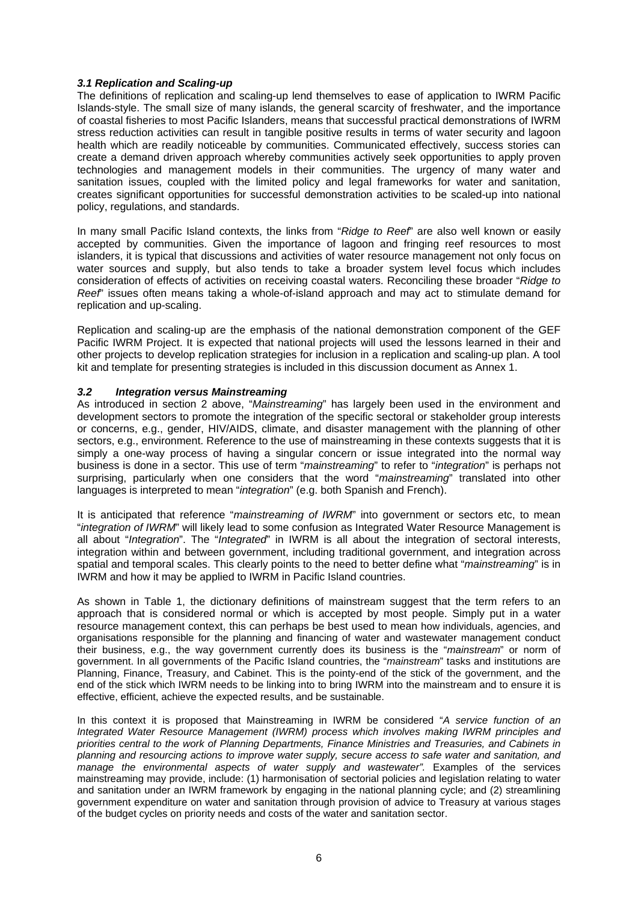### *3.1 Replication and Scaling-up*

The definitions of replication and scaling-up lend themselves to ease of application to IWRM Pacific Islands-style. The small size of many islands, the general scarcity of freshwater, and the importance of coastal fisheries to most Pacific Islanders, means that successful practical demonstrations of IWRM stress reduction activities can result in tangible positive results in terms of water security and lagoon health which are readily noticeable by communities. Communicated effectively, success stories can create a demand driven approach whereby communities actively seek opportunities to apply proven technologies and management models in their communities. The urgency of many water and sanitation issues, coupled with the limited policy and legal frameworks for water and sanitation, creates significant opportunities for successful demonstration activities to be scaled-up into national policy, regulations, and standards.

In many small Pacific Island contexts, the links from "*Ridge to Reef*" are also well known or easily accepted by communities. Given the importance of lagoon and fringing reef resources to most islanders, it is typical that discussions and activities of water resource management not only focus on water sources and supply, but also tends to take a broader system level focus which includes consideration of effects of activities on receiving coastal waters. Reconciling these broader "*Ridge to Reef*" issues often means taking a whole-of-island approach and may act to stimulate demand for replication and up-scaling.

Replication and scaling-up are the emphasis of the national demonstration component of the GEF Pacific IWRM Project. It is expected that national projects will used the lessons learned in their and other projects to develop replication strategies for inclusion in a replication and scaling-up plan. A tool kit and template for presenting strategies is included in this discussion document as Annex 1.

### *3.2 Integration versus Mainstreaming*

As introduced in section 2 above, "*Mainstreaming*" has largely been used in the environment and development sectors to promote the integration of the specific sectoral or stakeholder group interests or concerns, e.g., gender, HIV/AIDS, climate, and disaster management with the planning of other sectors, e.g., environment. Reference to the use of mainstreaming in these contexts suggests that it is simply a one-way process of having a singular concern or issue integrated into the normal way business is done in a sector. This use of term "*mainstreaming*" to refer to "*integration*" is perhaps not surprising, particularly when one considers that the word "*mainstreaming*" translated into other languages is interpreted to mean "*integration*" (e.g. both Spanish and French).

It is anticipated that reference "*mainstreaming of IWRM*" into government or sectors etc, to mean "*integration of IWRM*" will likely lead to some confusion as Integrated Water Resource Management is all about "*Integration*". The "*Integrated*" in IWRM is all about the integration of sectoral interests, integration within and between government, including traditional government, and integration across spatial and temporal scales. This clearly points to the need to better define what "*mainstreaming*" is in IWRM and how it may be applied to IWRM in Pacific Island countries.

As shown in Table 1, the dictionary definitions of mainstream suggest that the term refers to an approach that is considered normal or which is accepted by most people. Simply put in a water resource management context, this can perhaps be best used to mean how individuals, agencies, and organisations responsible for the planning and financing of water and wastewater management conduct their business, e.g., the way government currently does its business is the "*mainstream*" or norm of government. In all governments of the Pacific Island countries, the "*mainstream*" tasks and institutions are Planning, Finance, Treasury, and Cabinet. This is the pointy-end of the stick of the government, and the end of the stick which IWRM needs to be linking into to bring IWRM into the mainstream and to ensure it is effective, efficient, achieve the expected results, and be sustainable.

In this context it is proposed that Mainstreaming in IWRM be considered "*A service function of an Integrated Water Resource Management (IWRM) process which involves making IWRM principles and priorities central to the work of Planning Departments, Finance Ministries and Treasuries, and Cabinets in planning and resourcing actions to improve water supply, secure access to safe water and sanitation, and manage the environmental aspects of water supply and wastewater".* Examples of the services mainstreaming may provide, include: (1) harmonisation of sectorial policies and legislation relating to water and sanitation under an IWRM framework by engaging in the national planning cycle; and (2) streamlining government expenditure on water and sanitation through provision of advice to Treasury at various stages of the budget cycles on priority needs and costs of the water and sanitation sector.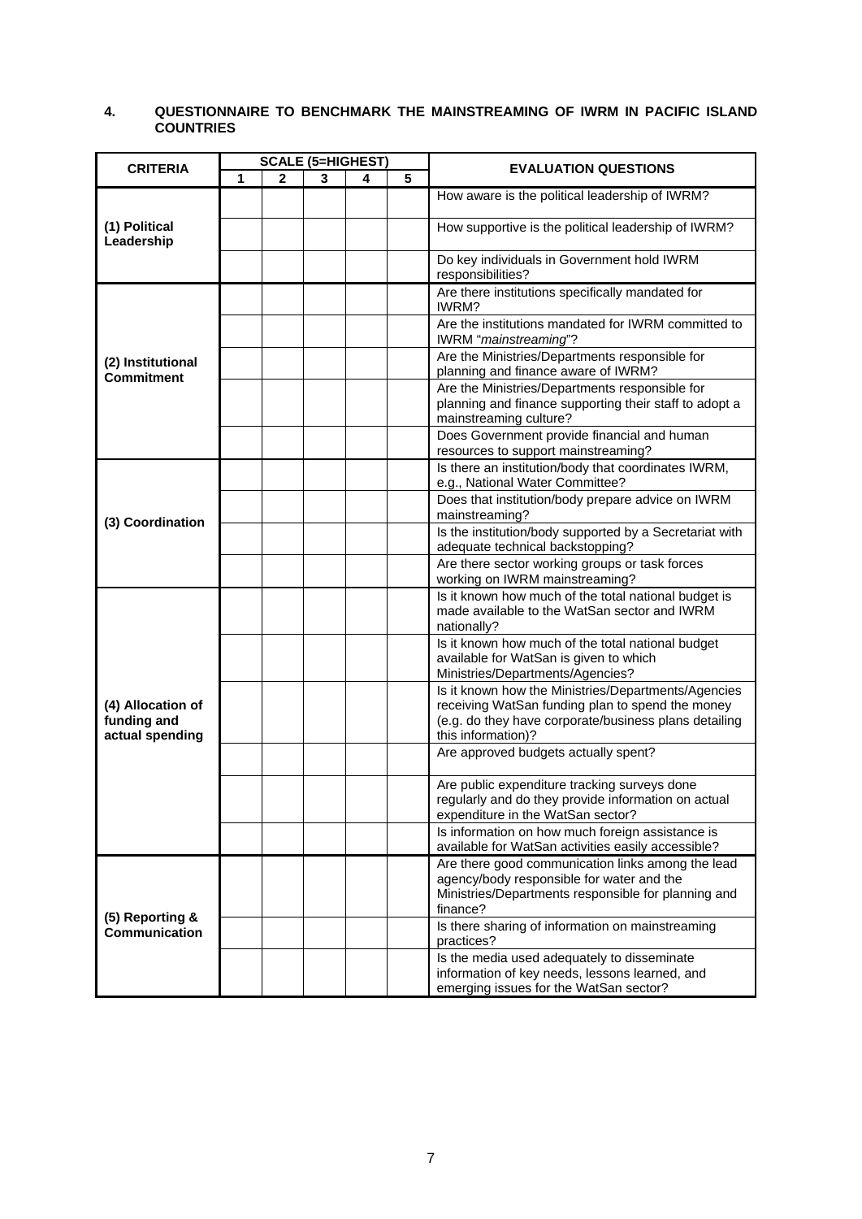## 4. QUESTIONNAIRE TO BENCHMARK THE MAINSTREAMING OF IWRM IN PACIFIC ISLAND COUNTRIES

| CRITERIA | SCALE (5=HIGHEST) | | | | | EVALUATION QUESTIONS |
|---|---|---|---|---|---|---|
| | 1 | 2 | 3 | 4 | 5 | |
| **(1) Political Leadership** | | | | | | How aware is the political leadership of IWRM? |
| | | | | | | How supportive is the political leadership of IWRM? |
| | | | | | | Do key individuals in Government hold IWRM responsibilities? |
| **(2) Institutional Commitment** | | | | | | Are there institutions specifically mandated for IWRM? |
| | | | | | | Are the institutions mandated for IWRM committed to IWRM "*mainstreaming*"? |
| | | | | | | Are the Ministries/Departments responsible for planning and finance aware of IWRM? |
| | | | | | | Are the Ministries/Departments responsible for planning and finance supporting their staff to adopt a mainstreaming culture? |
| | | | | | | Does Government provide financial and human resources to support mainstreaming? |
| **(3) Coordination** | | | | | | Is there an institution/body that coordinates IWRM, e.g., National Water Committee? |
| | | | | | | Does that institution/body prepare advice on IWRM mainstreaming? |
| | | | | | | Is the institution/body supported by a Secretariat with adequate technical backstopping? |
| | | | | | | Are there sector working groups or task forces working on IWRM mainstreaming? |
| **(4) Allocation of funding and actual spending** | | | | | | Is it known how much of the total national budget is made available to the WatSan sector and IWRM nationally? |
| | | | | | | Is it known how much of the total national budget available for WatSan is given to which Ministries/Departments/Agencies? |
| | | | | | | Is it known how the Ministries/Departments/Agencies receiving WatSan funding plan to spend the money (e.g. do they have corporate/business plans detailing this information)? |
| | | | | | | Are approved budgets actually spent? |
| | | | | | | Are public expenditure tracking surveys done regularly and do they provide information on actual expenditure in the WatSan sector? |
| | | | | | | Is information on how much foreign assistance is available for WatSan activities easily accessible? |
| **(5) Reporting & Communication** | | | | | | Are there good communication links among the lead agency/body responsible for water and the Ministries/Departments responsible for planning and finance? |
| | | | | | | Is there sharing of information on mainstreaming practices? |
| | | | | | | Is the media used adequately to disseminate information of key needs, lessons learned, and emerging issues for the WatSan sector? |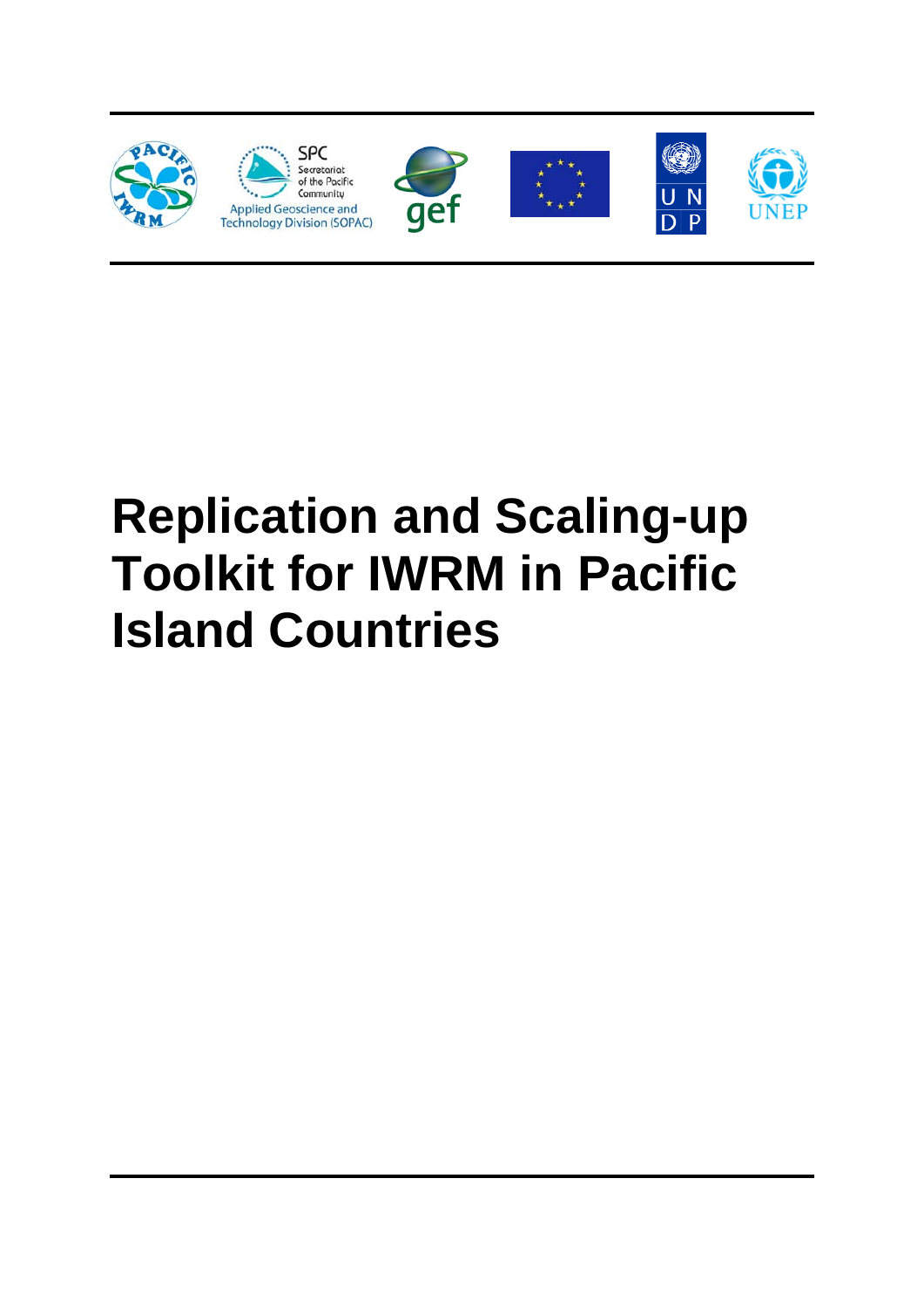# Replication and Scaling-up Toolkit for IWRM in Pacific Island Countries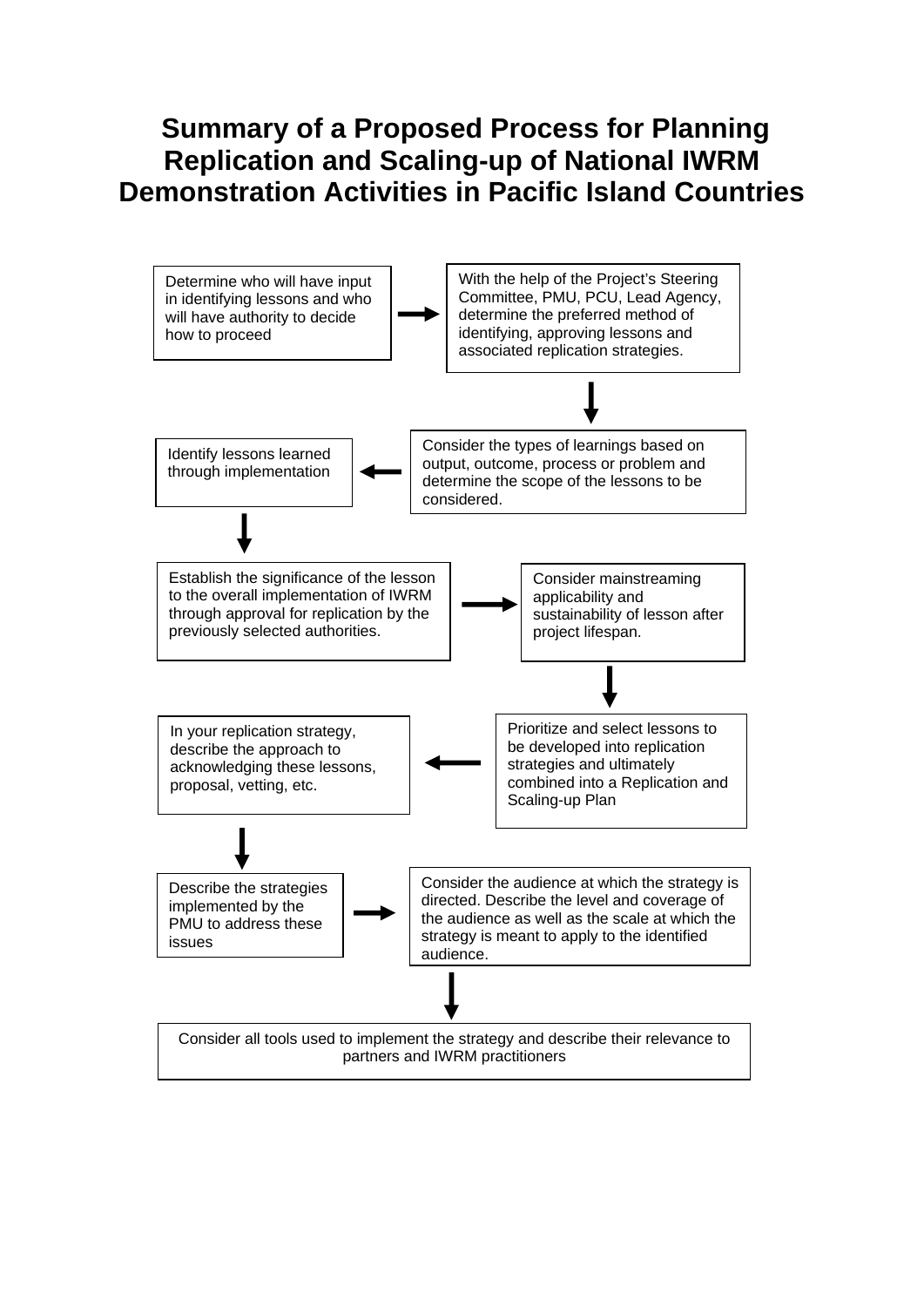# Summary of a Proposed Process for Planning Replication and Scaling-up of National IWRM Demonstration Activities in Pacific Island Countries

1. Determine who will have input in identifying lessons and who will have authority to decide how to proceed
2. With the help of the Project's Steering Committee, PMU, PCU, Lead Agency, determine the preferred method of identifying, approving lessons and associated replication strategies.
3. Consider the types of learnings based on output, outcome, process or problem and determine the scope of the lessons to be considered.
4. Identify lessons learned through implementation
5. Establish the significance of the lesson to the overall implementation of IWRM through approval for replication by the previously selected authorities.
6. Consider mainstreaming applicability and sustainability of lesson after project lifespan.
7. Prioritize and select lessons to be developed into replication strategies and ultimately combined into a Replication and Scaling-up Plan
8. In your replication strategy, describe the approach to acknowledging these lessons, proposal, vetting, etc.
9. Describe the strategies implemented by the PMU to address these issues
10. Consider the audience at which the strategy is directed. Describe the level and coverage of the audience as well as the scale at which the strategy is meant to apply to the identified audience.
11. Consider all tools used to implement the strategy and describe their relevance to partners and IWRM practitioners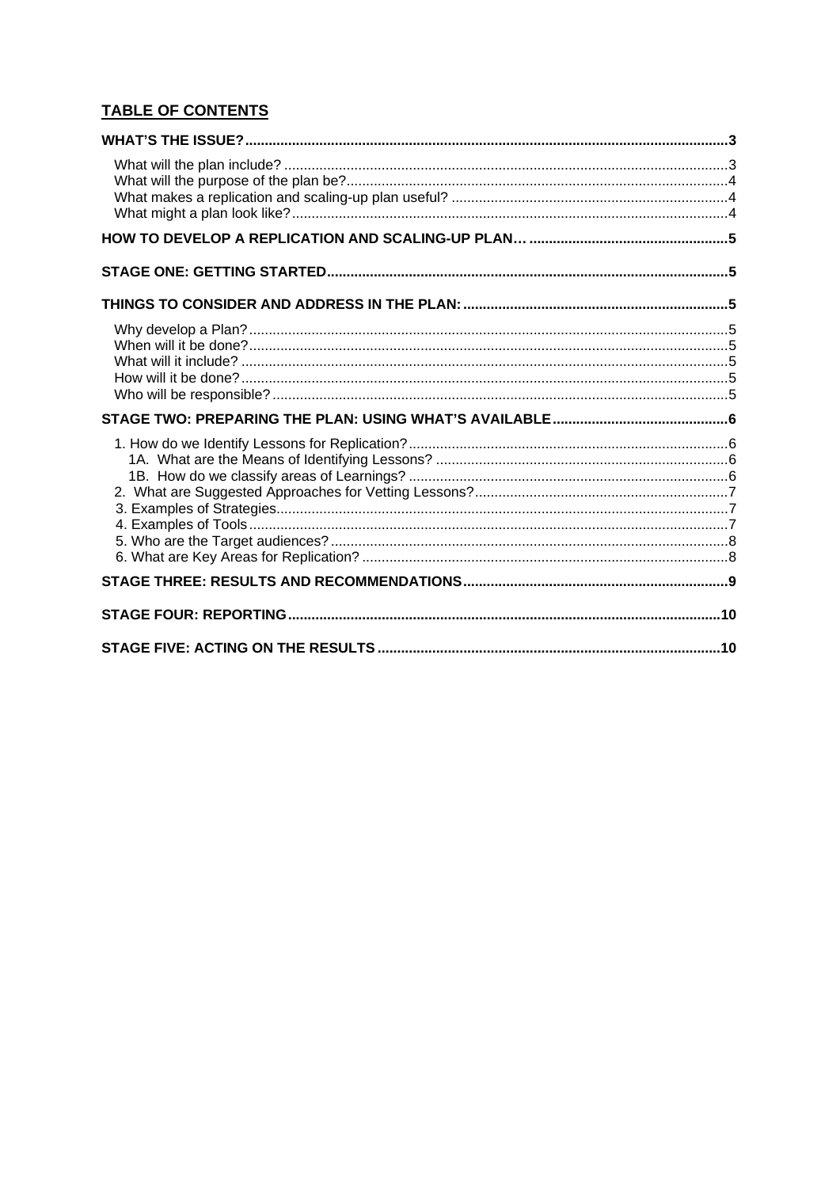## TABLE OF CONTENTS

**WHAT'S THE ISSUE?** ..... 3

- What will the plan include? ..... 3
- What will the purpose of the plan be? ..... 4
- What makes a replication and scaling-up plan useful? ..... 4
- What might a plan look like? ..... 4

**HOW TO DEVELOP A REPLICATION AND SCALING-UP PLAN…** ..... 5

**STAGE ONE: GETTING STARTED** ..... 5

**THINGS TO CONSIDER AND ADDRESS IN THE PLAN:** ..... 5

- Why develop a Plan? ..... 5
- When will it be done? ..... 5
- What will it include? ..... 5
- How will it be done? ..... 5
- Who will be responsible? ..... 5

**STAGE TWO: PREPARING THE PLAN: USING WHAT'S AVAILABLE** ..... 6

- 1. How do we Identify Lessons for Replication? ..... 6
  - 1A. What are the Means of Identifying Lessons? ..... 6
  - 1B. How do we classify areas of Learnings? ..... 6
- 2. What are Suggested Approaches for Vetting Lessons? ..... 7
- 3. Examples of Strategies ..... 7
- 4. Examples of Tools ..... 7
- 5. Who are the Target audiences? ..... 8
- 6. What are Key Areas for Replication? ..... 8

**STAGE THREE: RESULTS AND RECOMMENDATIONS** ..... 9

**STAGE FOUR: REPORTING** ..... 10

**STAGE FIVE: ACTING ON THE RESULTS** ..... 10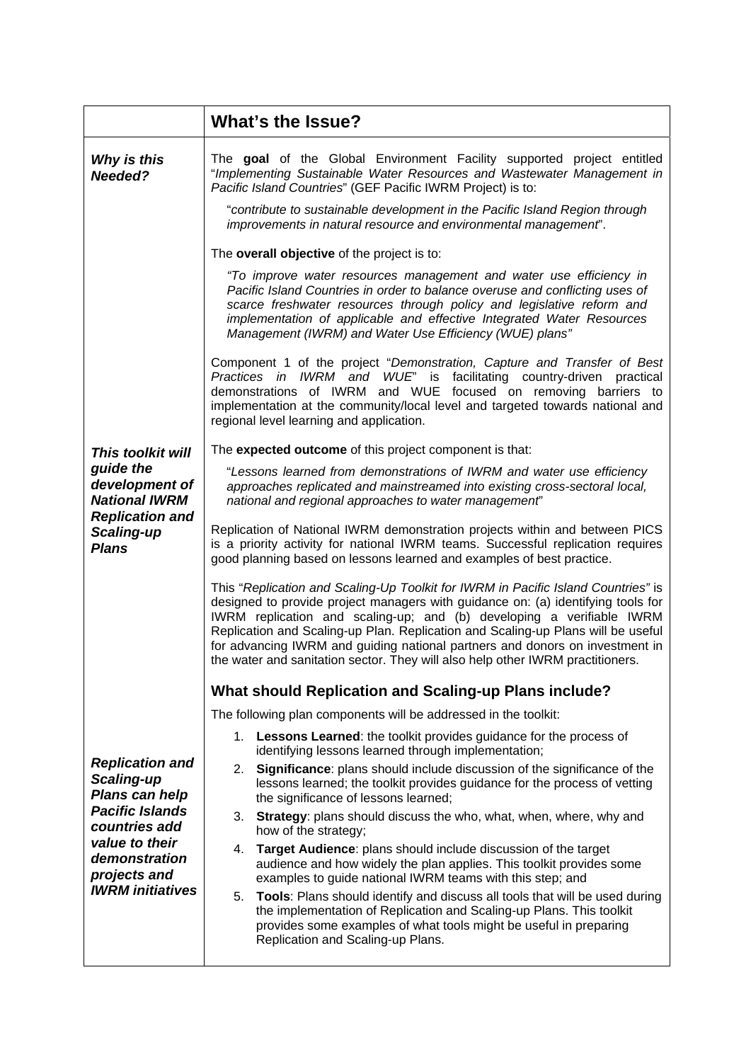## What's the Issue?

***Why is this Needed?***

The **goal** of the Global Environment Facility supported project entitled "*Implementing Sustainable Water Resources and Wastewater Management in Pacific Island Countries*" (GEF Pacific IWRM Project) is to:

> "*contribute to sustainable development in the Pacific Island Region through improvements in natural resource and environmental management*".

The **overall objective** of the project is to:

> *"To improve water resources management and water use efficiency in Pacific Island Countries in order to balance overuse and conflicting uses of scarce freshwater resources through policy and legislative reform and implementation of applicable and effective Integrated Water Resources Management (IWRM) and Water Use Efficiency (WUE) plans"*

Component 1 of the project "*Demonstration, Capture and Transfer of Best Practices in IWRM and WUE*" is facilitating country-driven practical demonstrations of IWRM and WUE focused on removing barriers to implementation at the community/local level and targeted towards national and regional level learning and application.

***This toolkit will guide the development of National IWRM Replication and Scaling-up Plans***

The **expected outcome** of this project component is that:

> "*Lessons learned from demonstrations of IWRM and water use efficiency approaches replicated and mainstreamed into existing cross-sectoral local, national and regional approaches to water management*"

Replication of National IWRM demonstration projects within and between PICS is a priority activity for national IWRM teams. Successful replication requires good planning based on lessons learned and examples of best practice.

This "*Replication and Scaling-Up Toolkit for IWRM in Pacific Island Countries"* is designed to provide project managers with guidance on: (a) identifying tools for IWRM replication and scaling-up; and (b) developing a verifiable IWRM Replication and Scaling-up Plan. Replication and Scaling-up Plans will be useful for advancing IWRM and guiding national partners and donors on investment in the water and sanitation sector. They will also help other IWRM practitioners.

### What should Replication and Scaling-up Plans include?

***Replication and Scaling-up Plans can help Pacific Islands countries add value to their demonstration projects and IWRM initiatives***

The following plan components will be addressed in the toolkit:

1. **Lessons Learned**: the toolkit provides guidance for the process of identifying lessons learned through implementation;
2. **Significance**: plans should include discussion of the significance of the lessons learned; the toolkit provides guidance for the process of vetting the significance of lessons learned;
3. **Strategy**: plans should discuss the who, what, when, where, why and how of the strategy;
4. **Target Audience**: plans should include discussion of the target audience and how widely the plan applies. This toolkit provides some examples to guide national IWRM teams with this step; and
5. **Tools**: Plans should identify and discuss all tools that will be used during the implementation of Replication and Scaling-up Plans. This toolkit provides some examples of what tools might be useful in preparing Replication and Scaling-up Plans.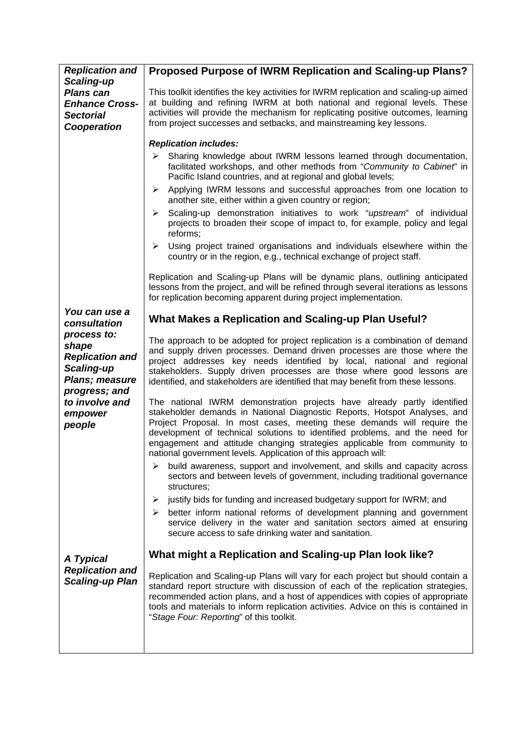*Replication and Scaling-up Plans can Enhance Cross-Sectorial Cooperation*

### Proposed Purpose of IWRM Replication and Scaling-up Plans?

This toolkit identifies the key activities for IWRM replication and scaling-up aimed at building and refining IWRM at both national and regional levels. These activities will provide the mechanism for replicating positive outcomes, learning from project successes and setbacks, and mainstreaming key lessons.

***Replication includes:***

- Sharing knowledge about IWRM lessons learned through documentation, facilitated workshops, and other methods from "*Community to Cabinet*" in Pacific Island countries, and at regional and global levels;
- Applying IWRM lessons and successful approaches from one location to another site, either within a given country or region;
- Scaling-up demonstration initiatives to work "*upstream*" of individual projects to broaden their scope of impact to, for example, policy and legal reforms;
- Using project trained organisations and individuals elsewhere within the country or in the region, e.g., technical exchange of project staff.

Replication and Scaling-up Plans will be dynamic plans, outlining anticipated lessons from the project, and will be refined through several iterations as lessons for replication becoming apparent during project implementation.

*You can use a consultation process to: shape Replication and Scaling-up Plans; measure progress; and to involve and empower people*

### What Makes a Replication and Scaling-up Plan Useful?

The approach to be adopted for project replication is a combination of demand and supply driven processes. Demand driven processes are those where the project addresses key needs identified by local, national and regional stakeholders. Supply driven processes are those where good lessons are identified, and stakeholders are identified that may benefit from these lessons.

The national IWRM demonstration projects have already partly identified stakeholder demands in National Diagnostic Reports, Hotspot Analyses, and Project Proposal. In most cases, meeting these demands will require the development of technical solutions to identified problems, and the need for engagement and attitude changing strategies applicable from community to national government levels. Application of this approach will:

- build awareness, support and involvement, and skills and capacity across sectors and between levels of government, including traditional governance structures;
- justify bids for funding and increased budgetary support for IWRM; and
- better inform national reforms of development planning and government service delivery in the water and sanitation sectors aimed at ensuring secure access to safe drinking water and sanitation.

*A Typical Replication and Scaling-up Plan*

### What might a Replication and Scaling-up Plan look like?

Replication and Scaling-up Plans will vary for each project but should contain a standard report structure with discussion of each of the replication strategies, recommended action plans, and a host of appendices with copies of appropriate tools and materials to inform replication activities. Advice on this is contained in "*Stage Four: Reporting*" of this toolkit.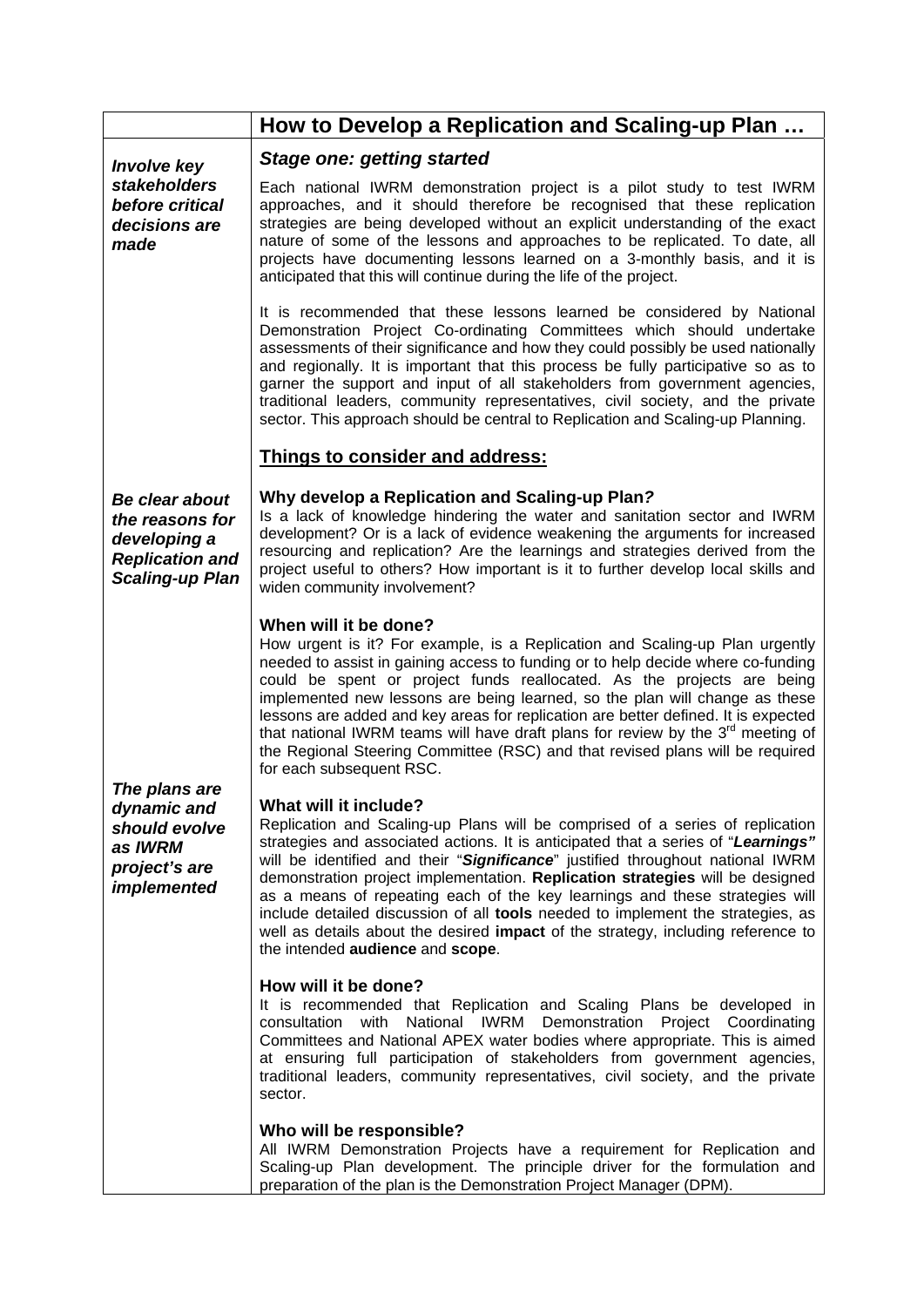| | How to Develop a Replication and Scaling-up Plan … |
|---|---|
| ***Involve key stakeholders before critical decisions are made*** | ***Stage one: getting started***<br><br>Each national IWRM demonstration project is a pilot study to test IWRM approaches, and it should therefore be recognised that these replication strategies are being developed without an explicit understanding of the exact nature of some of the lessons and approaches to be replicated. To date, all projects have documenting lessons learned on a 3-monthly basis, and it is anticipated that this will continue during the life of the project.<br><br>It is recommended that these lessons learned be considered by National Demonstration Project Co-ordinating Committees which should undertake assessments of their significance and how they could possibly be used nationally and regionally. It is important that this process be fully participative so as to garner the support and input of all stakeholders from government agencies, traditional leaders, community representatives, civil society, and the private sector. This approach should be central to Replication and Scaling-up Planning.<br><br>**<u>Things to consider and address:</u>** |
| ***Be clear about the reasons for developing a Replication and Scaling-up Plan*** | **Why develop a Replication and Scaling-up Plan*?***<br>Is a lack of knowledge hindering the water and sanitation sector and IWRM development? Or is a lack of evidence weakening the arguments for increased resourcing and replication? Are the learnings and strategies derived from the project useful to others? How important is it to further develop local skills and widen community involvement? |
| ***The plans are dynamic and should evolve as IWRM project's are implemented*** | **When will it be done?**<br>How urgent is it? For example, is a Replication and Scaling-up Plan urgently needed to assist in gaining access to funding or to help decide where co-funding could be spent or project funds reallocated. As the projects are being implemented new lessons are being learned, so the plan will change as these lessons are added and key areas for replication are better defined. It is expected that national IWRM teams will have draft plans for review by the 3rd meeting of the Regional Steering Committee (RSC) and that revised plans will be required for each subsequent RSC.<br><br>**What will it include?**<br>Replication and Scaling-up Plans will be comprised of a series of replication strategies and associated actions. It is anticipated that a series of "***Learnings"*** will be identified and their "***Significance***" justified throughout national IWRM demonstration project implementation. **Replication strategies** will be designed as a means of repeating each of the key learnings and these strategies will include detailed discussion of all **tools** needed to implement the strategies, as well as details about the desired **impact** of the strategy, including reference to the intended **audience** and **scope**.<br><br>**How will it be done?**<br>It is recommended that Replication and Scaling Plans be developed in consultation with National IWRM Demonstration Project Coordinating Committees and National APEX water bodies where appropriate. This is aimed at ensuring full participation of stakeholders from government agencies, traditional leaders, community representatives, civil society, and the private sector.<br><br>**Who will be responsible?**<br>All IWRM Demonstration Projects have a requirement for Replication and Scaling-up Plan development. The principle driver for the formulation and preparation of the plan is the Demonstration Project Manager (DPM). |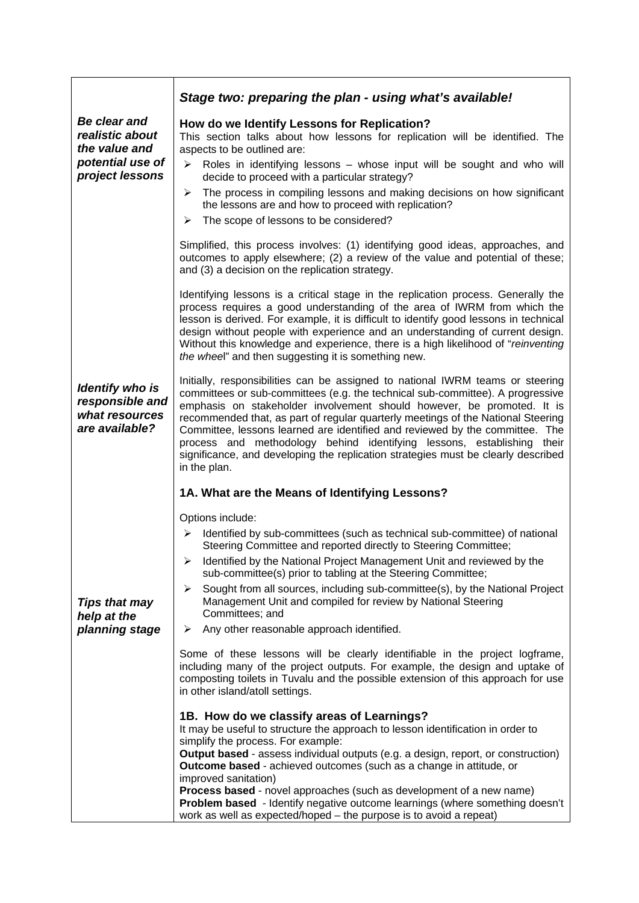## *Stage two: preparing the plan - using what's available!*

***Be clear and realistic about the value and potential use of project lessons***

### How do we Identify Lessons for Replication?

This section talks about how lessons for replication will be identified. The aspects to be outlined are:

- Roles in identifying lessons – whose input will be sought and who will decide to proceed with a particular strategy?
- The process in compiling lessons and making decisions on how significant the lessons are and how to proceed with replication?
- The scope of lessons to be considered?

Simplified, this process involves: (1) identifying good ideas, approaches, and outcomes to apply elsewhere; (2) a review of the value and potential of these; and (3) a decision on the replication strategy.

Identifying lessons is a critical stage in the replication process. Generally the process requires a good understanding of the area of IWRM from which the lesson is derived. For example, it is difficult to identify good lessons in technical design without people with experience and an understanding of current design. Without this knowledge and experience, there is a high likelihood of "*reinventing the wheel*" and then suggesting it is something new.

***Identify who is responsible and what resources are available?***

Initially, responsibilities can be assigned to national IWRM teams or steering committees or sub-committees (e.g. the technical sub-committee). A progressive emphasis on stakeholder involvement should however, be promoted. It is recommended that, as part of regular quarterly meetings of the National Steering Committee, lessons learned are identified and reviewed by the committee. The process and methodology behind identifying lessons, establishing their significance, and developing the replication strategies must be clearly described in the plan.

### 1A. What are the Means of Identifying Lessons?

***Tips that may help at the planning stage***

Options include:

- Identified by sub-committees (such as technical sub-committee) of national Steering Committee and reported directly to Steering Committee;
- Identified by the National Project Management Unit and reviewed by the sub-committee(s) prior to tabling at the Steering Committee;
- Sought from all sources, including sub-committee(s), by the National Project Management Unit and compiled for review by National Steering Committees; and
- Any other reasonable approach identified.

Some of these lessons will be clearly identifiable in the project logframe, including many of the project outputs. For example, the design and uptake of composting toilets in Tuvalu and the possible extension of this approach for use in other island/atoll settings.

### 1B. How do we classify areas of Learnings?

It may be useful to structure the approach to lesson identification in order to simplify the process. For example:
**Output based** - assess individual outputs (e.g. a design, report, or construction)
**Outcome based** - achieved outcomes (such as a change in attitude, or improved sanitation)
**Process based** - novel approaches (such as development of a new name)
**Problem based** - Identify negative outcome learnings (where something doesn't work as well as expected/hoped – the purpose is to avoid a repeat)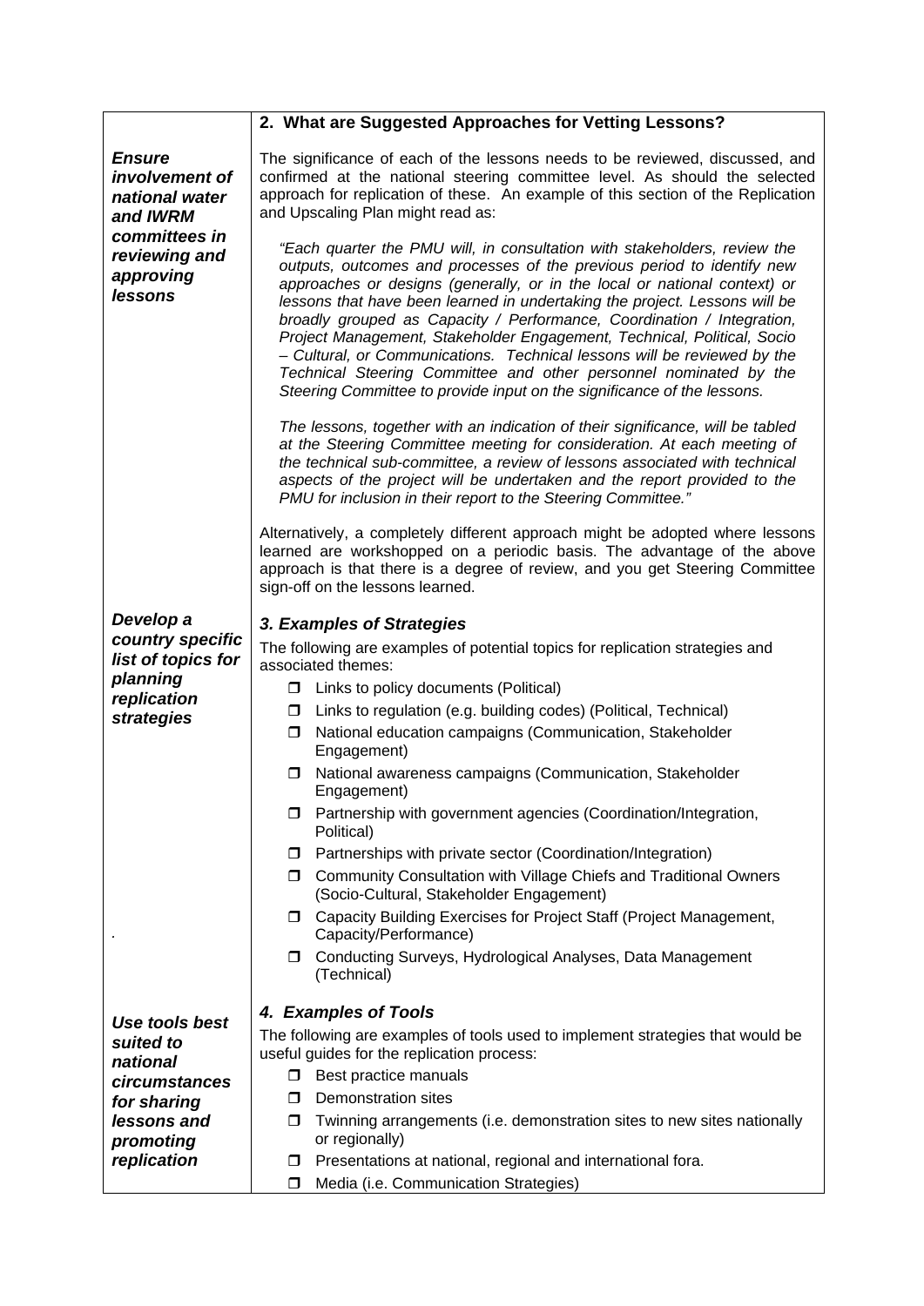| | **2. What are Suggested Approaches for Vetting Lessons?** |
|---|---|
| ***Ensure involvement of national water and IWRM committees in reviewing and approving lessons*** | The significance of each of the lessons needs to be reviewed, discussed, and confirmed at the national steering committee level. As should the selected approach for replication of these. An example of this section of the Replication and Upscaling Plan might read as:<br><br>*"Each quarter the PMU will, in consultation with stakeholders, review the outputs, outcomes and processes of the previous period to identify new approaches or designs (generally, or in the local or national context) or lessons that have been learned in undertaking the project. Lessons will be broadly grouped as Capacity / Performance, Coordination / Integration, Project Management, Stakeholder Engagement, Technical, Political, Socio – Cultural, or Communications. Technical lessons will be reviewed by the Technical Steering Committee and other personnel nominated by the Steering Committee to provide input on the significance of the lessons.*<br><br>*The lessons, together with an indication of their significance, will be tabled at the Steering Committee meeting for consideration. At each meeting of the technical sub-committee, a review of lessons associated with technical aspects of the project will be undertaken and the report provided to the PMU for inclusion in their report to the Steering Committee."*<br><br>Alternatively, a completely different approach might be adopted where lessons learned are workshopped on a periodic basis. The advantage of the above approach is that there is a degree of review, and you get Steering Committee sign-off on the lessons learned. |
| ***Develop a country specific list of topics for planning replication strategies***<br><br>. | ***3. Examples of Strategies***<br><br>The following are examples of potential topics for replication strategies and associated themes:<br>❒ Links to policy documents (Political)<br>❒ Links to regulation (e.g. building codes) (Political, Technical)<br>❒ National education campaigns (Communication, Stakeholder Engagement)<br>❒ National awareness campaigns (Communication, Stakeholder Engagement)<br>❒ Partnership with government agencies (Coordination/Integration, Political)<br>❒ Partnerships with private sector (Coordination/Integration)<br>❒ Community Consultation with Village Chiefs and Traditional Owners (Socio-Cultural, Stakeholder Engagement)<br>❒ Capacity Building Exercises for Project Staff (Project Management, Capacity/Performance)<br>❒ Conducting Surveys, Hydrological Analyses, Data Management (Technical) |
| ***Use tools best suited to national circumstances for sharing lessons and promoting replication*** | ***4. Examples of Tools***<br><br>The following are examples of tools used to implement strategies that would be useful guides for the replication process:<br>❒ Best practice manuals<br>❒ Demonstration sites<br>❒ Twinning arrangements (i.e. demonstration sites to new sites nationally or regionally)<br>❒ Presentations at national, regional and international fora.<br>❒ Media (i.e. Communication Strategies) |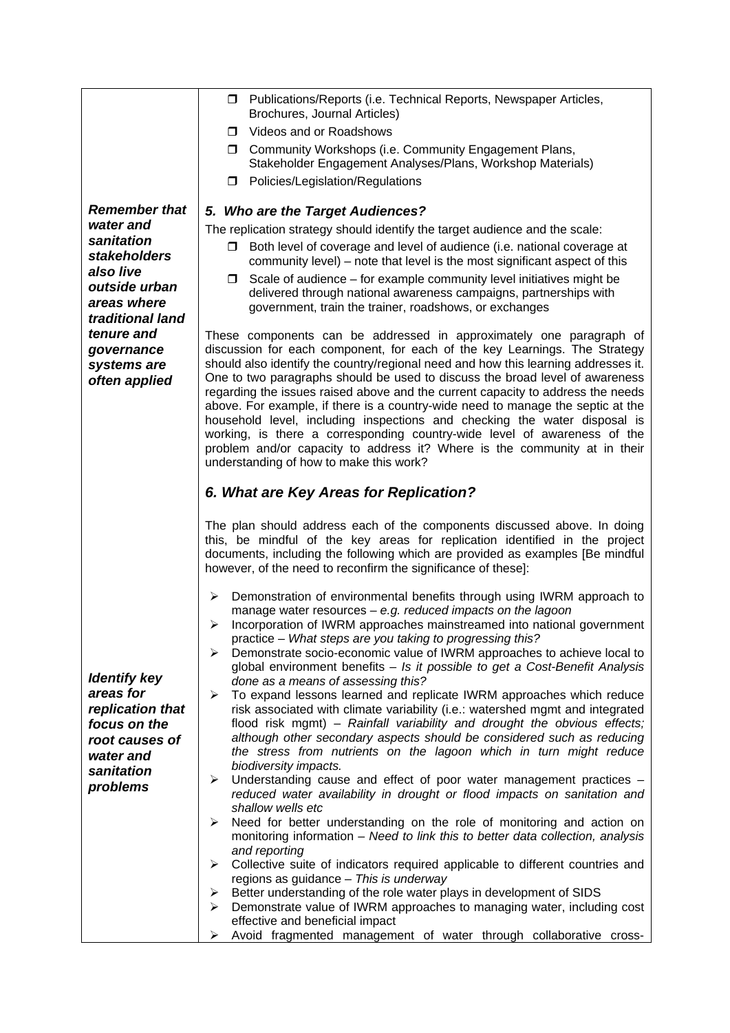| | |
|---|---|
| | ❒ Publications/Reports (i.e. Technical Reports, Newspaper Articles, Brochures, Journal Articles)<br>❒ Videos and or Roadshows<br>❒ Community Workshops (i.e. Community Engagement Plans, Stakeholder Engagement Analyses/Plans, Workshop Materials)<br>❒ Policies/Legislation/Regulations |
| ***Remember that water and sanitation stakeholders also live outside urban areas where traditional land tenure and governance systems are often applied*** | ***5. Who are the Target Audiences?***<br>The replication strategy should identify the target audience and the scale:<br>❒ Both level of coverage and level of audience (i.e. national coverage at community level) – note that level is the most significant aspect of this<br>❒ Scale of audience – for example community level initiatives might be delivered through national awareness campaigns, partnerships with government, train the trainer, roadshows, or exchanges<br><br>These components can be addressed in approximately one paragraph of discussion for each component, for each of the key Learnings. The Strategy should also identify the country/regional need and how this learning addresses it. One to two paragraphs should be used to discuss the broad level of awareness regarding the issues raised above and the current capacity to address the needs above. For example, if there is a country-wide need to manage the septic at the household level, including inspections and checking the water disposal is working, is there a corresponding country-wide level of awareness of the problem and/or capacity to address it? Where is the community at in their understanding of how to make this work? |
| ***Identify key areas for replication that focus on the root causes of water and sanitation problems*** | ***6. What are Key Areas for Replication?***<br><br>The plan should address each of the components discussed above. In doing this, be mindful of the key areas for replication identified in the project documents, including the following which are provided as examples [Be mindful however, of the need to reconfirm the significance of these]:<br><br>➢ Demonstration of environmental benefits through using IWRM approach to manage water resources – *e.g. reduced impacts on the lagoon*<br>➢ Incorporation of IWRM approaches mainstreamed into national government practice – *What steps are you taking to progressing this?*<br>➢ Demonstrate socio-economic value of IWRM approaches to achieve local to global environment benefits – *Is it possible to get a Cost-Benefit Analysis done as a means of assessing this?*<br>➢ To expand lessons learned and replicate IWRM approaches which reduce risk associated with climate variability (i.e.: watershed mgmt and integrated flood risk mgmt) – *Rainfall variability and drought the obvious effects; although other secondary aspects should be considered such as reducing the stress from nutrients on the lagoon which in turn might reduce biodiversity impacts.*<br>➢ Understanding cause and effect of poor water management practices – *reduced water availability in drought or flood impacts on sanitation and shallow wells etc*<br>➢ Need for better understanding on the role of monitoring and action on monitoring information – *Need to link this to better data collection, analysis and reporting*<br>➢ Collective suite of indicators required applicable to different countries and regions as guidance – *This is underway*<br>➢ Better understanding of the role water plays in development of SIDS<br>➢ Demonstrate value of IWRM approaches to managing water, including cost effective and beneficial impact<br>➢ Avoid fragmented management of water through collaborative cross- |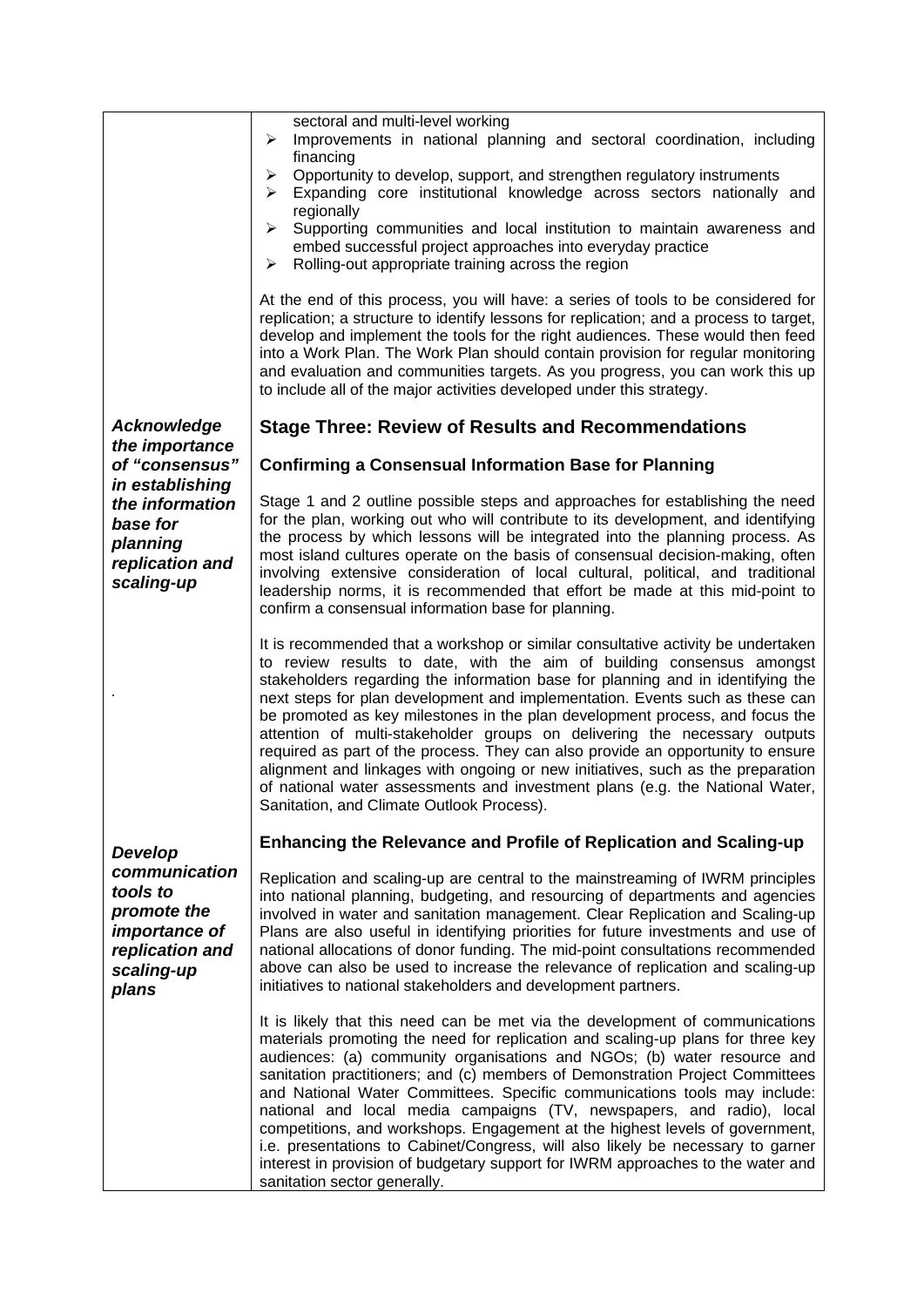sectoral and multi-level working

- Improvements in national planning and sectoral coordination, including financing
- Opportunity to develop, support, and strengthen regulatory instruments
- Expanding core institutional knowledge across sectors nationally and regionally
- Supporting communities and local institution to maintain awareness and embed successful project approaches into everyday practice
- Rolling-out appropriate training across the region

At the end of this process, you will have: a series of tools to be considered for replication; a structure to identify lessons for replication; and a process to target, develop and implement the tools for the right audiences. These would then feed into a Work Plan. The Work Plan should contain provision for regular monitoring and evaluation and communities targets. As you progress, you can work this up to include all of the major activities developed under this strategy.

## Stage Three: Review of Results and Recommendations

***Acknowledge the importance of "consensus" in establishing the information base for planning replication and scaling-up***

### Confirming a Consensual Information Base for Planning

Stage 1 and 2 outline possible steps and approaches for establishing the need for the plan, working out who will contribute to its development, and identifying the process by which lessons will be integrated into the planning process. As most island cultures operate on the basis of consensual decision-making, often involving extensive consideration of local cultural, political, and traditional leadership norms, it is recommended that effort be made at this mid-point to confirm a consensual information base for planning.

It is recommended that a workshop or similar consultative activity be undertaken to review results to date, with the aim of building consensus amongst stakeholders regarding the information base for planning and in identifying the next steps for plan development and implementation. Events such as these can be promoted as key milestones in the plan development process, and focus the attention of multi-stakeholder groups on delivering the necessary outputs required as part of the process. They can also provide an opportunity to ensure alignment and linkages with ongoing or new initiatives, such as the preparation of national water assessments and investment plans (e.g. the National Water, Sanitation, and Climate Outlook Process).

***Develop communication tools to promote the importance of replication and scaling-up plans***

### Enhancing the Relevance and Profile of Replication and Scaling-up

Replication and scaling-up are central to the mainstreaming of IWRM principles into national planning, budgeting, and resourcing of departments and agencies involved in water and sanitation management. Clear Replication and Scaling-up Plans are also useful in identifying priorities for future investments and use of national allocations of donor funding. The mid-point consultations recommended above can also be used to increase the relevance of replication and scaling-up initiatives to national stakeholders and development partners.

It is likely that this need can be met via the development of communications materials promoting the need for replication and scaling-up plans for three key audiences: (a) community organisations and NGOs; (b) water resource and sanitation practitioners; and (c) members of Demonstration Project Committees and National Water Committees. Specific communications tools may include: national and local media campaigns (TV, newspapers, and radio), local competitions, and workshops. Engagement at the highest levels of government, i.e. presentations to Cabinet/Congress, will also likely be necessary to garner interest in provision of budgetary support for IWRM approaches to the water and sanitation sector generally.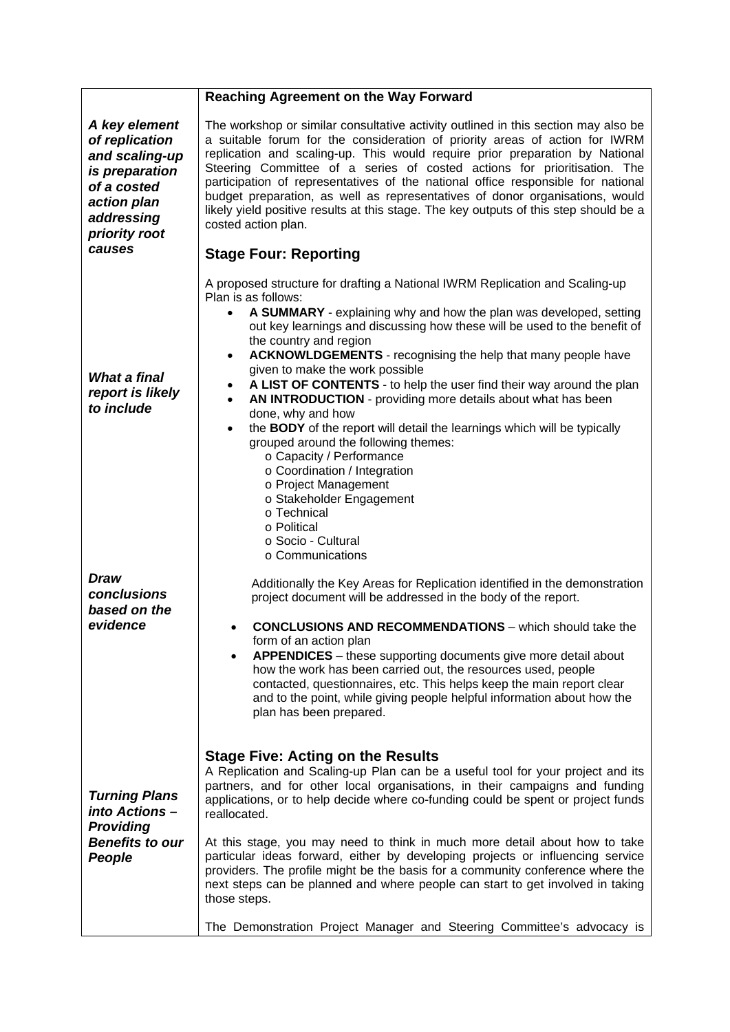| | **Reaching Agreement on the Way Forward** |
|---|---|
| ***A key element of replication and scaling-up is preparation of a costed action plan addressing priority root causes*** | The workshop or similar consultative activity outlined in this section may also be a suitable forum for the consideration of priority areas of action for IWRM replication and scaling-up. This would require prior preparation by National Steering Committee of a series of costed actions for prioritisation. The participation of representatives of the national office responsible for national budget preparation, as well as representatives of donor organisations, would likely yield positive results at this stage. The key outputs of this step should be a costed action plan. |
| | **Stage Four: Reporting** |
| ***What a final report is likely to include*** | A proposed structure for drafting a National IWRM Replication and Scaling-up Plan is as follows:<br>• **A SUMMARY** - explaining why and how the plan was developed, setting out key learnings and discussing how these will be used to the benefit of the country and region<br>• **ACKNOWLDGEMENTS** - recognising the help that many people have given to make the work possible<br>• **A LIST OF CONTENTS** - to help the user find their way around the plan<br>• **AN INTRODUCTION** - providing more details about what has been done, why and how<br>• the **BODY** of the report will detail the learnings which will be typically grouped around the following themes:<br>  o Capacity / Performance<br>  o Coordination / Integration<br>  o Project Management<br>  o Stakeholder Engagement<br>  o Technical<br>  o Political<br>  o Socio - Cultural<br>  o Communications |
| ***Draw conclusions based on the evidence*** | Additionally the Key Areas for Replication identified in the demonstration project document will be addressed in the body of the report.<br>• **CONCLUSIONS AND RECOMMENDATIONS** – which should take the form of an action plan<br>• **APPENDICES** – these supporting documents give more detail about how the work has been carried out, the resources used, people contacted, questionnaires, etc. This helps keep the main report clear and to the point, while giving people helpful information about how the plan has been prepared. |
| ***Turning Plans into Actions – Providing Benefits to our People*** | **Stage Five: Acting on the Results**<br>A Replication and Scaling-up Plan can be a useful tool for your project and its partners, and for other local organisations, in their campaigns and funding applications, or to help decide where co-funding could be spent or project funds reallocated.<br><br>At this stage, you may need to think in much more detail about how to take particular ideas forward, either by developing projects or influencing service providers. The profile might be the basis for a community conference where the next steps can be planned and where people can start to get involved in taking those steps.<br><br>The Demonstration Project Manager and Steering Committee's advocacy is |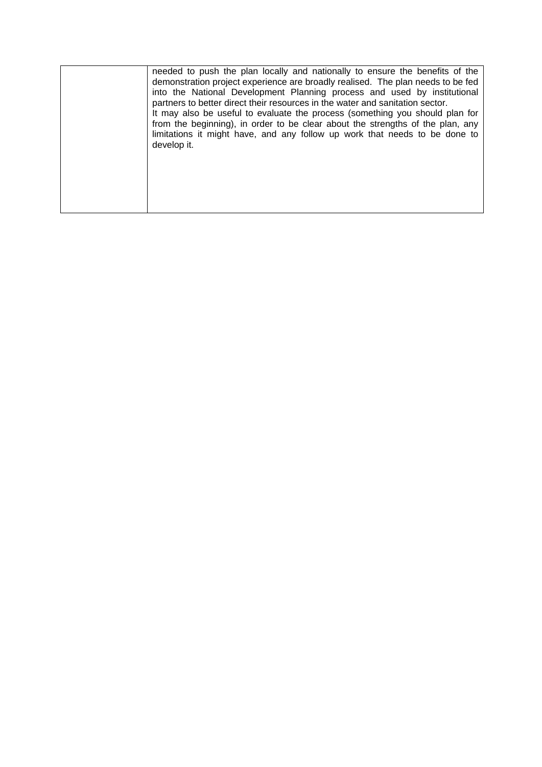| | |
|---|---|
| | needed to push the plan locally and nationally to ensure the benefits of the demonstration project experience are broadly realised. The plan needs to be fed into the National Development Planning process and used by institutional partners to better direct their resources in the water and sanitation sector.<br>It may also be useful to evaluate the process (something you should plan for from the beginning), in order to be clear about the strengths of the plan, any limitations it might have, and any follow up work that needs to be done to develop it. |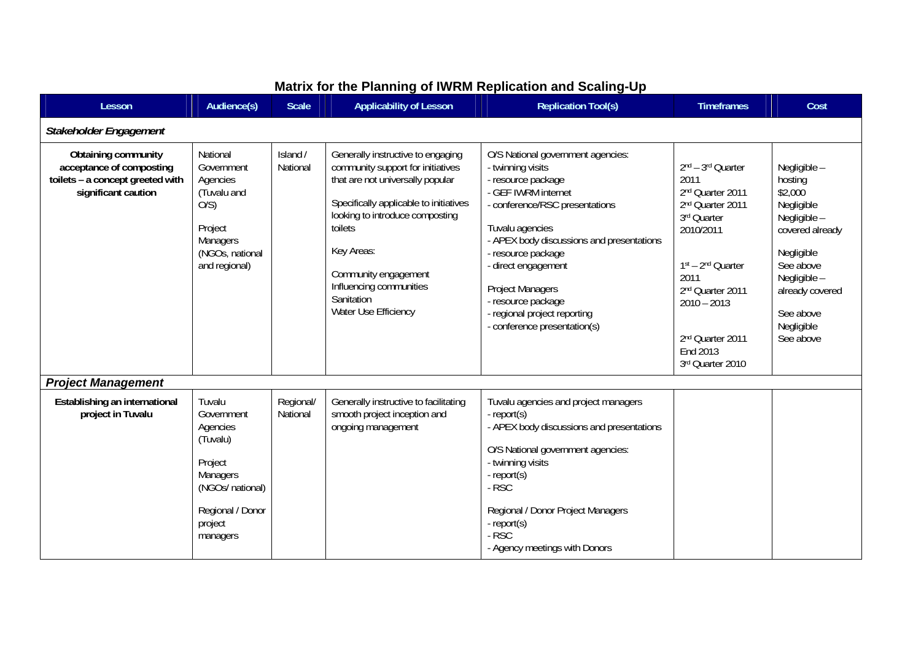## Matrix for the Planning of IWRM Replication and Scaling-Up

| Lesson | Audience(s) | Scale | Applicability of Lesson | Replication Tool(s) | Timeframes | Cost |
|---|---|---|---|---|---|---|
| ***Stakeholder Engagement*** | | | | | | |
| **Obtaining community acceptance of composting toilets – a concept greeted with significant caution** | National Government Agencies (Tuvalu and O/S)<br><br>Project Managers (NGOs, national and regional) | Island / National | Generally instructive to engaging community support for initiatives that are not universally popular<br><br>Specifically applicable to initiatives looking to introduce composting toilets<br><br>Key Areas:<br><br>Community engagement<br>Influencing communities<br>Sanitation<br>Water Use Efficiency | O/S National government agencies:<br>- twinning visits<br>- resource package<br>- GEF IWRM internet<br>- conference/RSC presentations<br><br>Tuvalu agencies<br>- APEX body discussions and presentations<br>- resource package<br>- direct engagement<br><br>Project Managers<br>- resource package<br>- regional project reporting<br>- conference presentation(s) | 2nd – 3rd Quarter 2011<br>2nd Quarter 2011<br>2nd Quarter 2011<br>3rd Quarter 2010/2011<br><br>1st – 2nd Quarter 2011<br>2nd Quarter 2011<br>2010 – 2013<br><br>2nd Quarter 2011<br>End 2013<br>3rd Quarter 2010 | Negligible – hosting<br>$2,000<br>Negligible<br>Negligible – covered already<br><br>Negligible<br>See above<br>Negligible – already covered<br><br>See above<br>Negligible<br>See above |
| ***Project Management*** | | | | | | |
| **Establishing an international project in Tuvalu** | Tuvalu Government Agencies (Tuvalu)<br><br>Project Managers (NGOs/ national)<br><br>Regional / Donor project managers | Regional/ National | Generally instructive to facilitating smooth project inception and ongoing management | Tuvalu agencies and project managers<br>- report(s)<br>- APEX body discussions and presentations<br><br>O/S National government agencies:<br>- twinning visits<br>- report(s)<br>- RSC<br><br>Regional / Donor Project Managers<br>- report(s)<br>- RSC<br>- Agency meetings with Donors | | |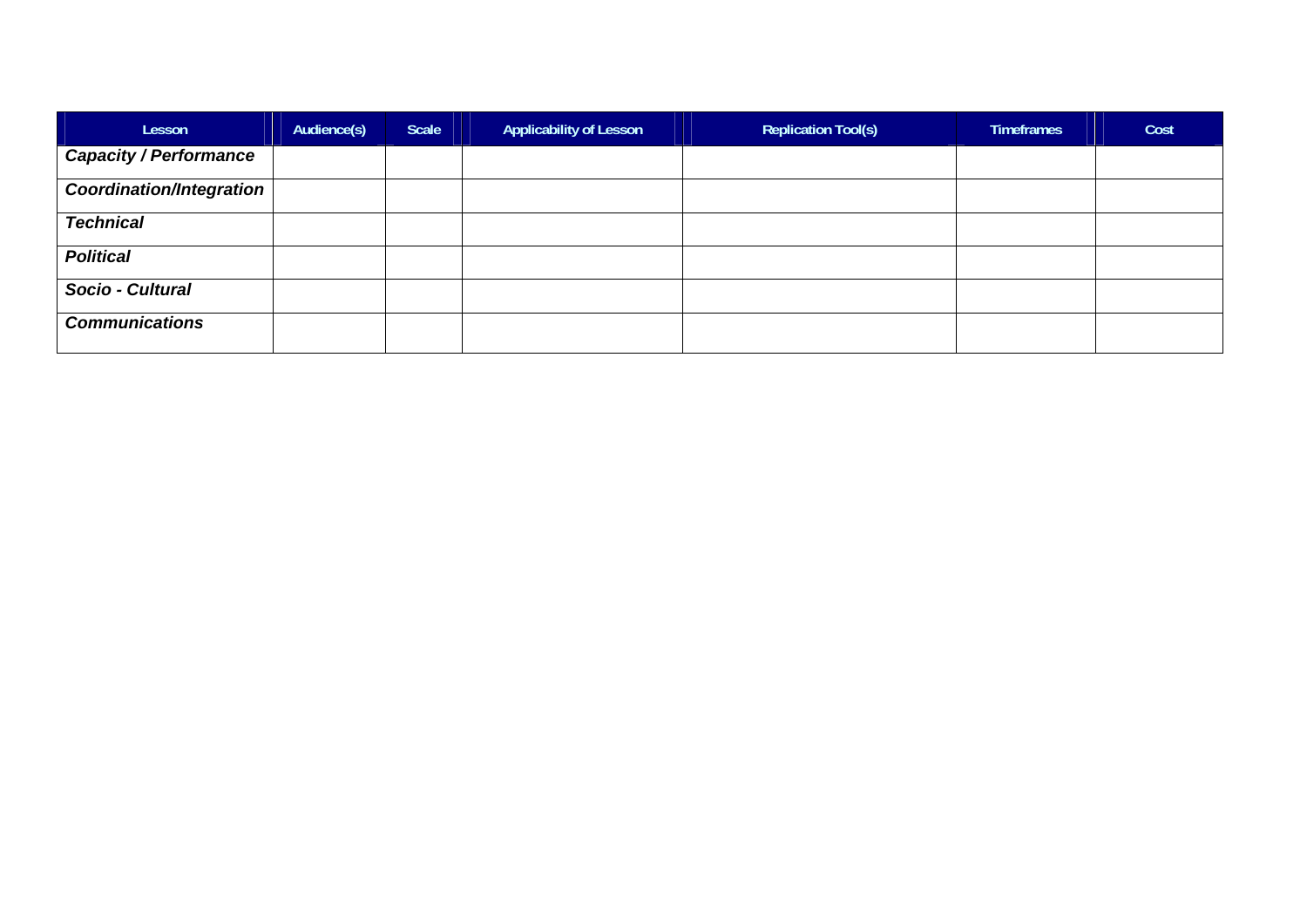| Lesson | Audience(s) | Scale | Applicability of Lesson | Replication Tool(s) | Timeframes | Cost |
|---|---|---|---|---|---|---|
| ***Capacity / Performance*** | | | | | | |
| ***Coordination/Integration*** | | | | | | |
| ***Technical*** | | | | | | |
| ***Political*** | | | | | | |
| ***Socio - Cultural*** | | | | | | |
| ***Communications*** | | | | | | |